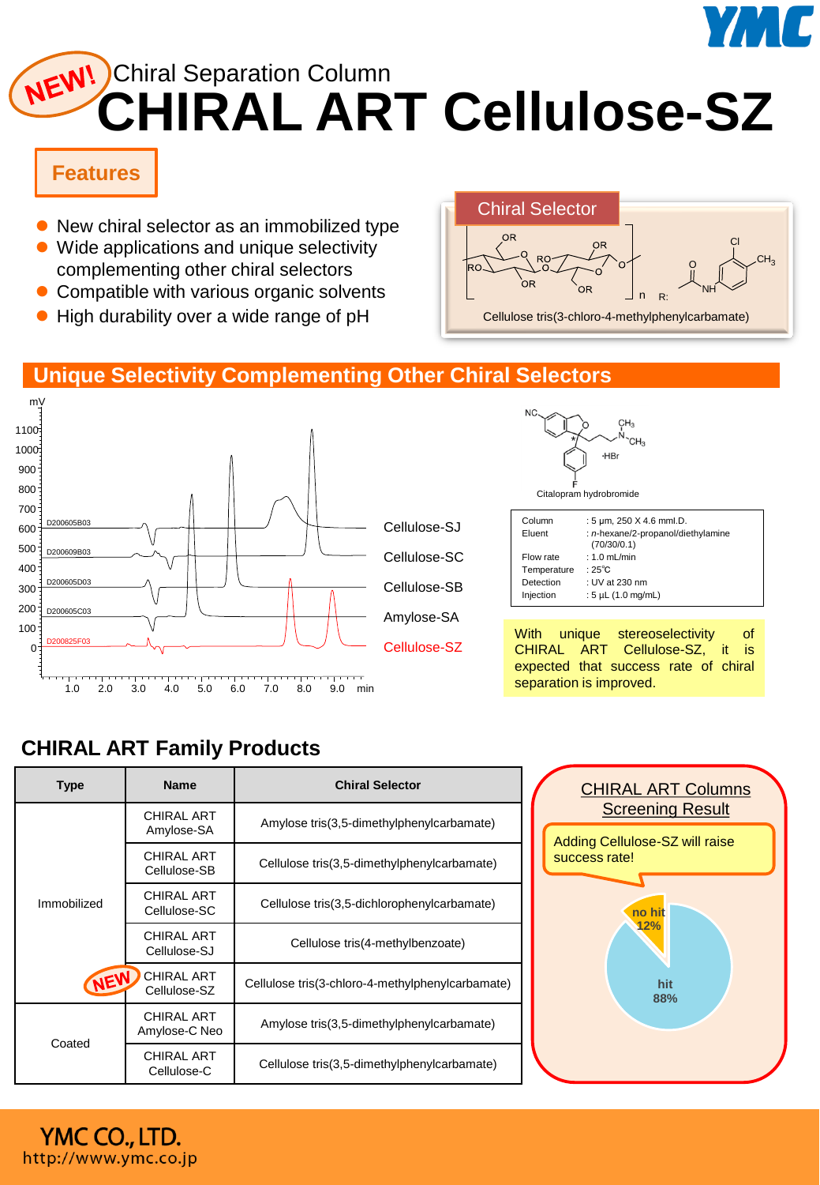NEW! Chiral Separation Column

# CHIRAL ART Cellulose-SZ

## Features

- New chiral selector as an immobilized type
- Wide applications and unique selectivity complementing other chiral selectors
- Compatible with various organic solvents
- High durability over a wide range of pH

**Chiral Selector**

Cellulose tris(3-chloro-4-methylphenylcarbamate)

## Unique Selectivity Complementing Other Chiral Selectors

Citalopram hydrobromide

| | |
|---|---|
| Column | : 5 µm, 250 X 4.6 mmI.D. |
| Eluent | : *n*-hexane/2-propanol/diethylamine (70/30/0.1) |
| Flow rate | : 1.0 mL/min |
| Temperature | : 25℃ |
| Detection | : UV at 230 nm |
| Injection | : 5 µL (1.0 mg/mL) |

With unique stereoselectivity of CHIRAL ART Cellulose-SZ, it is expected that success rate of chiral separation is improved.

## CHIRAL ART Family Products

| Type | Name | Chiral Selector |
|---|---|---|
| Immobilized | CHIRAL ART Amylose-SA | Amylose tris(3,5-dimethylphenylcarbamate) |
| | CHIRAL ART Cellulose-SB | Cellulose tris(3,5-dimethylphenylcarbamate) |
| | CHIRAL ART Cellulose-SC | Cellulose tris(3,5-dichlorophenylcarbamate) |
| | CHIRAL ART Cellulose-SJ | Cellulose tris(4-methylbenzoate) |
| | NEW CHIRAL ART Cellulose-SZ | Cellulose tris(3-chloro-4-methylphenylcarbamate) |
| Coated | CHIRAL ART Amylose-C Neo | Amylose tris(3,5-dimethylphenylcarbamate) |
| | CHIRAL ART Cellulose-C | Cellulose tris(3,5-dimethylphenylcarbamate) |

**CHIRAL ART Columns Screening Result**

Adding Cellulose-SZ will raise success rate!

no hit 12%
hit 88%

**YMC CO., LTD.**
http://www.ymc.co.jp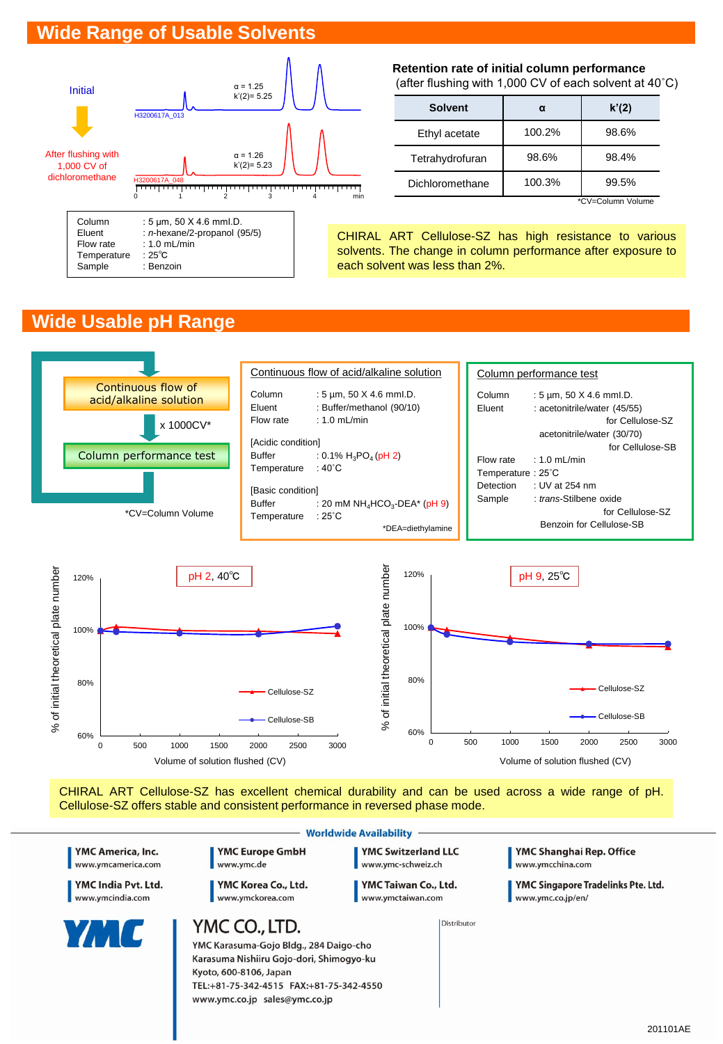## Wide Range of Usable Solvents

Initial

H3200617A_013

α = 1.25
k'(2)= 5.25

After flushing with 1,000 CV of dichloromethane

H3200617A_048

α = 1.26
k'(2)= 5.23

0 1 2 3 4 min

| | |
|---|---|
| Column | : 5 µm, 50 X 4.6 mmI.D. |
| Eluent | : *n*-hexane/2-propanol (95/5) |
| Flow rate | : 1.0 mL/min |
| Temperature | : 25°C |
| Sample | : Benzoin |

**Retention rate of initial column performance**
(after flushing with 1,000 CV of each solvent at 40˚C)

| Solvent | α | k'(2) |
|---|---|---|
| Ethyl acetate | 100.2% | 98.6% |
| Tetrahydrofuran | 98.6% | 98.4% |
| Dichloromethane | 100.3% | 99.5% |

*CV=Column Volume

CHIRAL ART Cellulose-SZ has high resistance to various solvents. The change in column performance after exposure to each solvent was less than 2%.

## Wide Usable pH Range

Continuous flow of acid/alkaline solution

x 1000CV*

Column performance test

*CV=Column Volume

**Continuous flow of acid/alkaline solution**

| | |
|---|---|
| Column | : 5 µm, 50 X 4.6 mmI.D. |
| Eluent | : Buffer/methanol (90/10) |
| Flow rate | : 1.0 mL/min |

[Acidic condition]

| | |
|---|---|
| Buffer | : 0.1% $H_3PO_4$ (pH 2) |
| Temperature | : 40˚C |

[Basic condition]

| | |
|---|---|
| Buffer | : 20 mM $NH_4HCO_3$-DEA* (pH 9) |
| Temperature | : 25˚C |

*DEA=diethylamine

**Column performance test**

| | |
|---|---|
| Column | : 5 µm, 50 X 4.6 mmI.D. |
| Eluent | : acetonitrile/water (45/55) for Cellulose-SZ; acetonitrile/water (30/70) for Cellulose-SB |
| Flow rate | : 1.0 mL/min |
| Temperature | : 25˚C |
| Detection | : UV at 254 nm |
| Sample | : *trans*-Stilbene oxide for Cellulose-SZ; Benzoin for Cellulose-SB |

pH 2, 40℃

% of initial theoretical plate number
120%
100%
80%
60%
0 500 1000 1500 2000 2500 3000
Volume of solution flushed (CV)
Cellulose-SZ
Cellulose-SB

pH 9, 25℃

% of initial theoretical plate number
120%
100%
80%
60%
0 500 1000 1500 2000 2500 3000
Volume of solution flushed (CV)
Cellulose-SZ
Cellulose-SB

CHIRAL ART Cellulose-SZ has excellent chemical durability and can be used across a wide range of pH. Cellulose-SZ offers stable and consistent performance in reversed phase mode.

**Worldwide Availability**

**YMC America, Inc.**
www.ymcamerica.com

**YMC Europe GmbH**
www.ymc.de

**YMC Switzerland LLC**
www.ymc-schweiz.ch

**YMC Shanghai Rep. Office**
www.ymcchina.com

**YMC India Pvt. Ltd.**
www.ymcindia.com

**YMC Korea Co., Ltd.**
www.ymckorea.com

**YMC Taiwan Co., Ltd.**
www.ymctaiwan.com

**YMC Singapore Tradelinks Pte. Ltd.**
www.ymc.co.jp/en/

YMC

**YMC CO., LTD.**
YMC Karasuma-Gojo Bldg., 284 Daigo-cho
Karasuma Nishiiru Gojo-dori, Shimogyo-ku
Kyoto, 600-8106, Japan
TEL:+81-75-342-4515 FAX:+81-75-342-4550
www.ymc.co.jp sales@ymc.co.jp

Distributor

201101AE